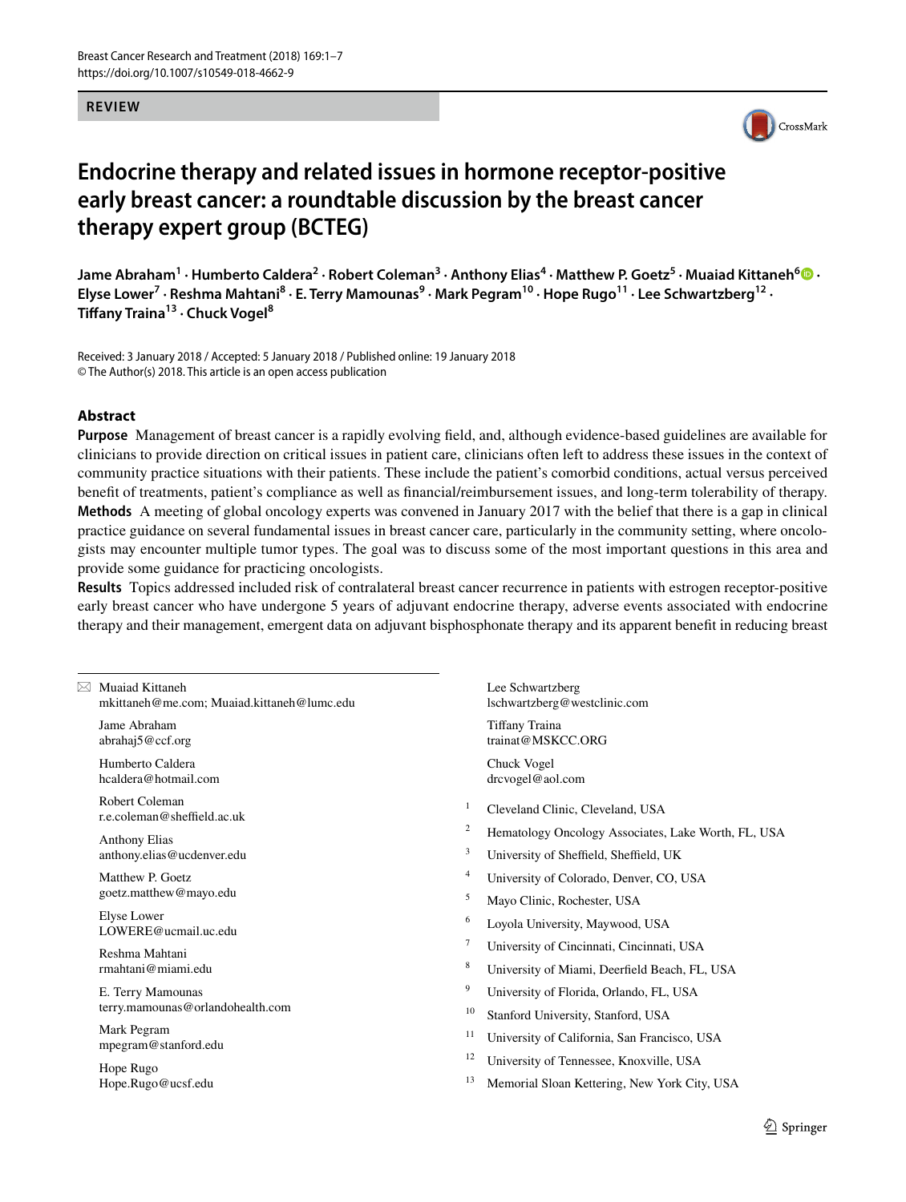REVIEW

# Endocrine therapy and related issues in hormone receptor-positive early breast cancer: a roundtable discussion by the breast cancer therapy expert group (BCTEG)

**Jame Abraham[1] · Humberto Caldera[2] · Robert Coleman[3] · Anthony Elias[4] · Matthew P. Goetz[5] · Muaiad Kittaneh[6] · Elyse Lower[7] · Reshma Mahtani[8] · E. Terry Mamounas[9] · Mark Pegram[10] · Hope Rugo[11] · Lee Schwartzberg[12] · Tiffany Traina[13] · Chuck Vogel[8]**

Received: 3 January 2018 / Accepted: 5 January 2018 / Published online: 19 January 2018
© The Author(s) 2018. This article is an open access publication

## Abstract

**Purpose** Management of breast cancer is a rapidly evolving field, and, although evidence-based guidelines are available for clinicians to provide direction on critical issues in patient care, clinicians often left to address these issues in the context of community practice situations with their patients. These include the patient's comorbid conditions, actual versus perceived benefit of treatments, patient's compliance as well as financial/reimbursement issues, and long-term tolerability of therapy.

**Methods** A meeting of global oncology experts was convened in January 2017 with the belief that there is a gap in clinical practice guidance on several fundamental issues in breast cancer care, particularly in the community setting, where oncologists may encounter multiple tumor types. The goal was to discuss some of the most important questions in this area and provide some guidance for practicing oncologists.

**Results** Topics addressed included risk of contralateral breast cancer recurrence in patients with estrogen receptor-positive early breast cancer who have undergone 5 years of adjuvant endocrine therapy, adverse events associated with endocrine therapy and their management, emergent data on adjuvant bisphosphonate therapy and its apparent benefit in reducing breast

---

✉ Muaiad Kittaneh
mkittaneh@me.com; Muaiad.kittaneh@lumc.edu

Jame Abraham
abrahaj5@ccf.org

Humberto Caldera
hcaldera@hotmail.com

Robert Coleman
r.e.coleman@sheffield.ac.uk

Anthony Elias
anthony.elias@ucdenver.edu

Matthew P. Goetz
goetz.matthew@mayo.edu

Elyse Lower
LOWERE@ucmail.uc.edu

Reshma Mahtani
rmahtani@miami.edu

E. Terry Mamounas
terry.mamounas@orlandohealth.com

Mark Pegram
mpegram@stanford.edu

Hope Rugo
Hope.Rugo@ucsf.edu

Lee Schwartzberg
lschwartzberg@westclinic.com

Tiffany Traina
trainat@MSKCC.ORG

Chuck Vogel
drcvogel@aol.com

1. Cleveland Clinic, Cleveland, USA
2. Hematology Oncology Associates, Lake Worth, FL, USA
3. University of Sheffield, Sheffield, UK
4. University of Colorado, Denver, CO, USA
5. Mayo Clinic, Rochester, USA
6. Loyola University, Maywood, USA
7. University of Cincinnati, Cincinnati, USA
8. University of Miami, Deerfield Beach, FL, USA
9. University of Florida, Orlando, FL, USA
10. Stanford University, Stanford, USA
11. University of California, San Francisco, USA
12. University of Tennessee, Knoxville, USA
13. Memorial Sloan Kettering, New York City, USA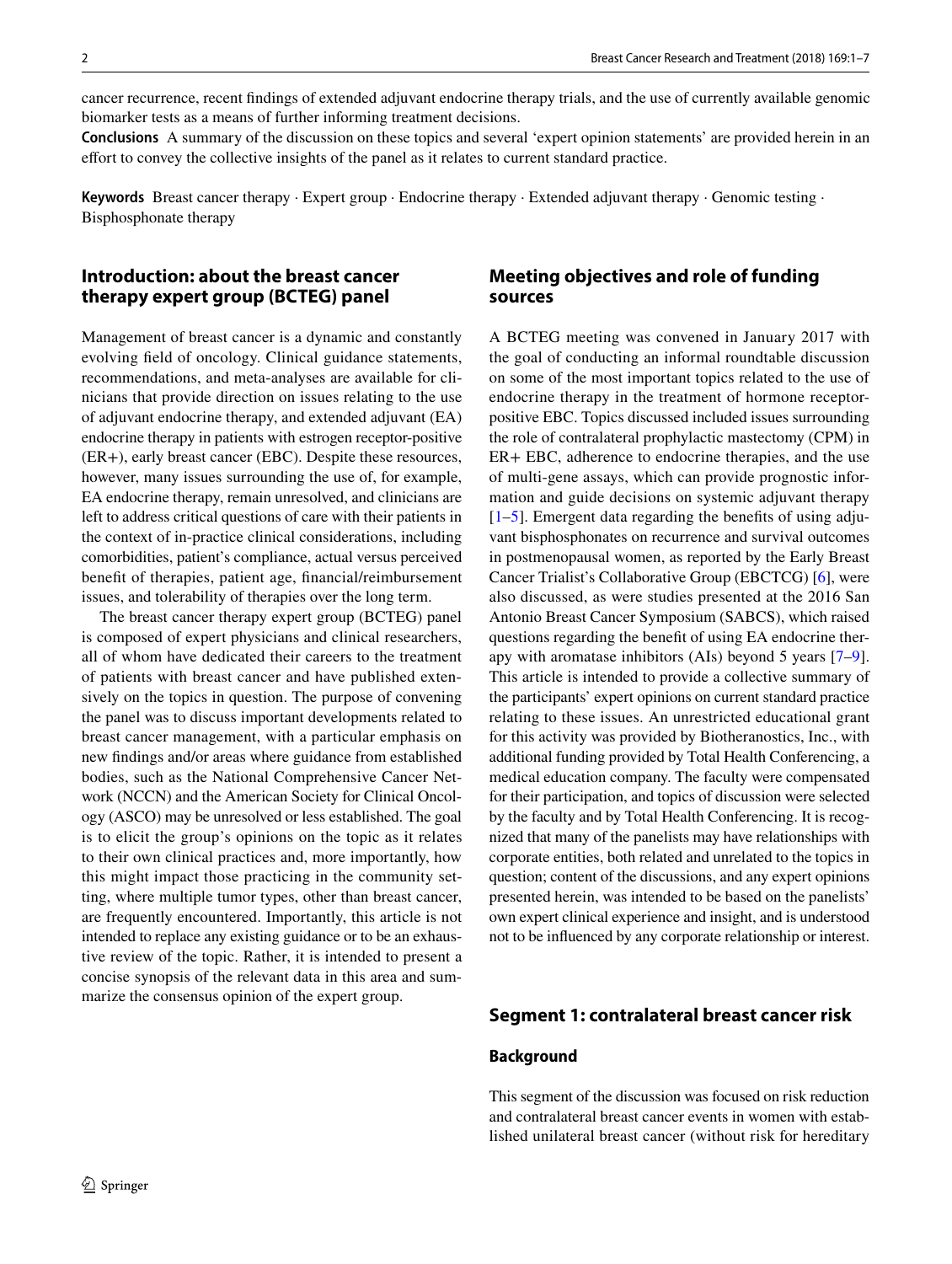cancer recurrence, recent findings of extended adjuvant endocrine therapy trials, and the use of currently available genomic biomarker tests as a means of further informing treatment decisions.

**Conclusions** A summary of the discussion on these topics and several 'expert opinion statements' are provided herein in an effort to convey the collective insights of the panel as it relates to current standard practice.

**Keywords** Breast cancer therapy · Expert group · Endocrine therapy · Extended adjuvant therapy · Genomic testing · Bisphosphonate therapy

## Introduction: about the breast cancer therapy expert group (BCTEG) panel

Management of breast cancer is a dynamic and constantly evolving field of oncology. Clinical guidance statements, recommendations, and meta-analyses are available for clinicians that provide direction on issues relating to the use of adjuvant endocrine therapy, and extended adjuvant (EA) endocrine therapy in patients with estrogen receptor-positive (ER+), early breast cancer (EBC). Despite these resources, however, many issues surrounding the use of, for example, EA endocrine therapy, remain unresolved, and clinicians are left to address critical questions of care with their patients in the context of in-practice clinical considerations, including comorbidities, patient's compliance, actual versus perceived benefit of therapies, patient age, financial/reimbursement issues, and tolerability of therapies over the long term.

The breast cancer therapy expert group (BCTEG) panel is composed of expert physicians and clinical researchers, all of whom have dedicated their careers to the treatment of patients with breast cancer and have published extensively on the topics in question. The purpose of convening the panel was to discuss important developments related to breast cancer management, with a particular emphasis on new findings and/or areas where guidance from established bodies, such as the National Comprehensive Cancer Network (NCCN) and the American Society for Clinical Oncology (ASCO) may be unresolved or less established. The goal is to elicit the group's opinions on the topic as it relates to their own clinical practices and, more importantly, how this might impact those practicing in the community setting, where multiple tumor types, other than breast cancer, are frequently encountered. Importantly, this article is not intended to replace any existing guidance or to be an exhaustive review of the topic. Rather, it is intended to present a concise synopsis of the relevant data in this area and summarize the consensus opinion of the expert group.

## Meeting objectives and role of funding sources

A BCTEG meeting was convened in January 2017 with the goal of conducting an informal roundtable discussion on some of the most important topics related to the use of endocrine therapy in the treatment of hormone receptor-positive EBC. Topics discussed included issues surrounding the role of contralateral prophylactic mastectomy (CPM) in ER+ EBC, adherence to endocrine therapies, and the use of multi-gene assays, which can provide prognostic information and guide decisions on systemic adjuvant therapy [1–5]. Emergent data regarding the benefits of using adjuvant bisphosphonates on recurrence and survival outcomes in postmenopausal women, as reported by the Early Breast Cancer Trialist's Collaborative Group (EBCTCG) [6], were also discussed, as were studies presented at the 2016 San Antonio Breast Cancer Symposium (SABCS), which raised questions regarding the benefit of using EA endocrine therapy with aromatase inhibitors (AIs) beyond 5 years [7–9]. This article is intended to provide a collective summary of the participants' expert opinions on current standard practice relating to these issues. An unrestricted educational grant for this activity was provided by Biotheranostics, Inc., with additional funding provided by Total Health Conferencing, a medical education company. The faculty were compensated for their participation, and topics of discussion were selected by the faculty and by Total Health Conferencing. It is recognized that many of the panelists may have relationships with corporate entities, both related and unrelated to the topics in question; content of the discussions, and any expert opinions presented herein, was intended to be based on the panelists' own expert clinical experience and insight, and is understood not to be influenced by any corporate relationship or interest.

## Segment 1: contralateral breast cancer risk

### Background

This segment of the discussion was focused on risk reduction and contralateral breast cancer events in women with established unilateral breast cancer (without risk for hereditary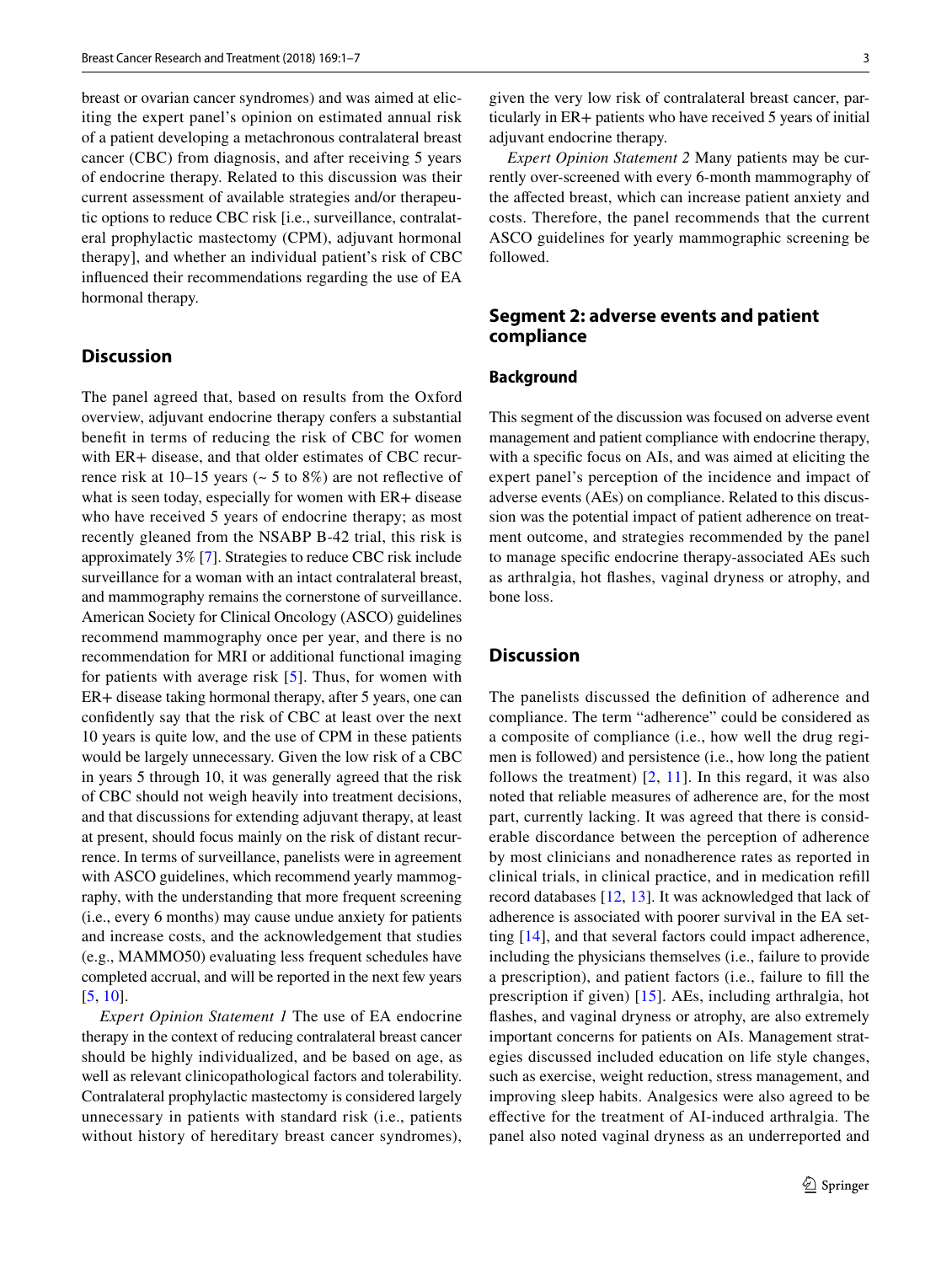breast or ovarian cancer syndromes) and was aimed at eliciting the expert panel's opinion on estimated annual risk of a patient developing a metachronous contralateral breast cancer (CBC) from diagnosis, and after receiving 5 years of endocrine therapy. Related to this discussion was their current assessment of available strategies and/or therapeutic options to reduce CBC risk [i.e., surveillance, contralateral prophylactic mastectomy (CPM), adjuvant hormonal therapy], and whether an individual patient's risk of CBC influenced their recommendations regarding the use of EA hormonal therapy.

## Discussion

The panel agreed that, based on results from the Oxford overview, adjuvant endocrine therapy confers a substantial benefit in terms of reducing the risk of CBC for women with ER+ disease, and that older estimates of CBC recurrence risk at 10–15 years (~ 5 to 8%) are not reflective of what is seen today, especially for women with ER+ disease who have received 5 years of endocrine therapy; as most recently gleaned from the NSABP B-42 trial, this risk is approximately 3% [7]. Strategies to reduce CBC risk include surveillance for a woman with an intact contralateral breast, and mammography remains the cornerstone of surveillance. American Society for Clinical Oncology (ASCO) guidelines recommend mammography once per year, and there is no recommendation for MRI or additional functional imaging for patients with average risk [5]. Thus, for women with ER+ disease taking hormonal therapy, after 5 years, one can confidently say that the risk of CBC at least over the next 10 years is quite low, and the use of CPM in these patients would be largely unnecessary. Given the low risk of a CBC in years 5 through 10, it was generally agreed that the risk of CBC should not weigh heavily into treatment decisions, and that discussions for extending adjuvant therapy, at least at present, should focus mainly on the risk of distant recurrence. In terms of surveillance, panelists were in agreement with ASCO guidelines, which recommend yearly mammography, with the understanding that more frequent screening (i.e., every 6 months) may cause undue anxiety for patients and increase costs, and the acknowledgement that studies (e.g., MAMMO50) evaluating less frequent schedules have completed accrual, and will be reported in the next few years [5, 10].

*Expert Opinion Statement 1* The use of EA endocrine therapy in the context of reducing contralateral breast cancer should be highly individualized, and be based on age, as well as relevant clinicopathological factors and tolerability. Contralateral prophylactic mastectomy is considered largely unnecessary in patients with standard risk (i.e., patients without history of hereditary breast cancer syndromes), given the very low risk of contralateral breast cancer, particularly in ER+ patients who have received 5 years of initial adjuvant endocrine therapy.

*Expert Opinion Statement 2* Many patients may be currently over-screened with every 6-month mammography of the affected breast, which can increase patient anxiety and costs. Therefore, the panel recommends that the current ASCO guidelines for yearly mammographic screening be followed.

## Segment 2: adverse events and patient compliance

### Background

This segment of the discussion was focused on adverse event management and patient compliance with endocrine therapy, with a specific focus on AIs, and was aimed at eliciting the expert panel's perception of the incidence and impact of adverse events (AEs) on compliance. Related to this discussion was the potential impact of patient adherence on treatment outcome, and strategies recommended by the panel to manage specific endocrine therapy-associated AEs such as arthralgia, hot flashes, vaginal dryness or atrophy, and bone loss.

## Discussion

The panelists discussed the definition of adherence and compliance. The term "adherence" could be considered as a composite of compliance (i.e., how well the drug regimen is followed) and persistence (i.e., how long the patient follows the treatment) [2, 11]. In this regard, it was also noted that reliable measures of adherence are, for the most part, currently lacking. It was agreed that there is considerable discordance between the perception of adherence by most clinicians and nonadherence rates as reported in clinical trials, in clinical practice, and in medication refill record databases [12, 13]. It was acknowledged that lack of adherence is associated with poorer survival in the EA setting [14], and that several factors could impact adherence, including the physicians themselves (i.e., failure to provide a prescription), and patient factors (i.e., failure to fill the prescription if given) [15]. AEs, including arthralgia, hot flashes, and vaginal dryness or atrophy, are also extremely important concerns for patients on AIs. Management strategies discussed included education on life style changes, such as exercise, weight reduction, stress management, and improving sleep habits. Analgesics were also agreed to be effective for the treatment of AI-induced arthralgia. The panel also noted vaginal dryness as an underreported and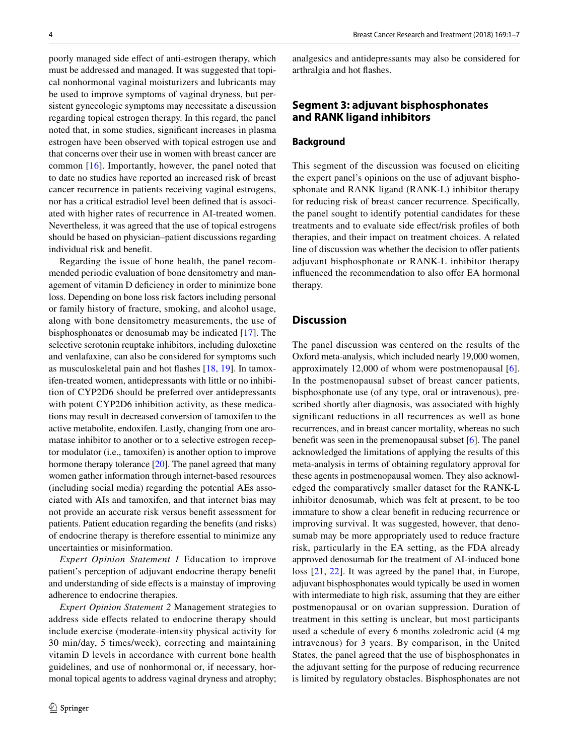poorly managed side effect of anti-estrogen therapy, which must be addressed and managed. It was suggested that topical nonhormonal vaginal moisturizers and lubricants may be used to improve symptoms of vaginal dryness, but persistent gynecologic symptoms may necessitate a discussion regarding topical estrogen therapy. In this regard, the panel noted that, in some studies, significant increases in plasma estrogen have been observed with topical estrogen use and that concerns over their use in women with breast cancer are common [16]. Importantly, however, the panel noted that to date no studies have reported an increased risk of breast cancer recurrence in patients receiving vaginal estrogens, nor has a critical estradiol level been defined that is associated with higher rates of recurrence in AI-treated women. Nevertheless, it was agreed that the use of topical estrogens should be based on physician–patient discussions regarding individual risk and benefit.

Regarding the issue of bone health, the panel recommended periodic evaluation of bone densitometry and management of vitamin D deficiency in order to minimize bone loss. Depending on bone loss risk factors including personal or family history of fracture, smoking, and alcohol usage, along with bone densitometry measurements, the use of bisphosphonates or denosumab may be indicated [17]. The selective serotonin reuptake inhibitors, including duloxetine and venlafaxine, can also be considered for symptoms such as musculoskeletal pain and hot flashes [18, 19]. In tamoxifen-treated women, antidepressants with little or no inhibition of CYP2D6 should be preferred over antidepressants with potent CYP2D6 inhibition activity, as these medications may result in decreased conversion of tamoxifen to the active metabolite, endoxifen. Lastly, changing from one aromatase inhibitor to another or to a selective estrogen receptor modulator (i.e., tamoxifen) is another option to improve hormone therapy tolerance [20]. The panel agreed that many women gather information through internet-based resources (including social media) regarding the potential AEs associated with AIs and tamoxifen, and that internet bias may not provide an accurate risk versus benefit assessment for patients. Patient education regarding the benefits (and risks) of endocrine therapy is therefore essential to minimize any uncertainties or misinformation.

*Expert Opinion Statement 1* Education to improve patient's perception of adjuvant endocrine therapy benefit and understanding of side effects is a mainstay of improving adherence to endocrine therapies.

*Expert Opinion Statement 2* Management strategies to address side effects related to endocrine therapy should include exercise (moderate-intensity physical activity for 30 min/day, 5 times/week), correcting and maintaining vitamin D levels in accordance with current bone health guidelines, and use of nonhormonal or, if necessary, hormonal topical agents to address vaginal dryness and atrophy; analgesics and antidepressants may also be considered for arthralgia and hot flashes.

## Segment 3: adjuvant bisphosphonates and RANK ligand inhibitors

### Background

This segment of the discussion was focused on eliciting the expert panel's opinions on the use of adjuvant bisphosphonate and RANK ligand (RANK-L) inhibitor therapy for reducing risk of breast cancer recurrence. Specifically, the panel sought to identify potential candidates for these treatments and to evaluate side effect/risk profiles of both therapies, and their impact on treatment choices. A related line of discussion was whether the decision to offer patients adjuvant bisphosphonate or RANK-L inhibitor therapy influenced the recommendation to also offer EA hormonal therapy.

## Discussion

The panel discussion was centered on the results of the Oxford meta-analysis, which included nearly 19,000 women, approximately 12,000 of whom were postmenopausal [6]. In the postmenopausal subset of breast cancer patients, bisphosphonate use (of any type, oral or intravenous), prescribed shortly after diagnosis, was associated with highly significant reductions in all recurrences as well as bone recurrences, and in breast cancer mortality, whereas no such benefit was seen in the premenopausal subset [6]. The panel acknowledged the limitations of applying the results of this meta-analysis in terms of obtaining regulatory approval for these agents in postmenopausal women. They also acknowledged the comparatively smaller dataset for the RANK-L inhibitor denosumab, which was felt at present, to be too immature to show a clear benefit in reducing recurrence or improving survival. It was suggested, however, that denosumab may be more appropriately used to reduce fracture risk, particularly in the EA setting, as the FDA already approved denosumab for the treatment of AI-induced bone loss [21, 22]. It was agreed by the panel that, in Europe, adjuvant bisphosphonates would typically be used in women with intermediate to high risk, assuming that they are either postmenopausal or on ovarian suppression. Duration of treatment in this setting is unclear, but most participants used a schedule of every 6 months zoledronic acid (4 mg intravenous) for 3 years. By comparison, in the United States, the panel agreed that the use of bisphosphonates in the adjuvant setting for the purpose of reducing recurrence is limited by regulatory obstacles. Bisphosphonates are not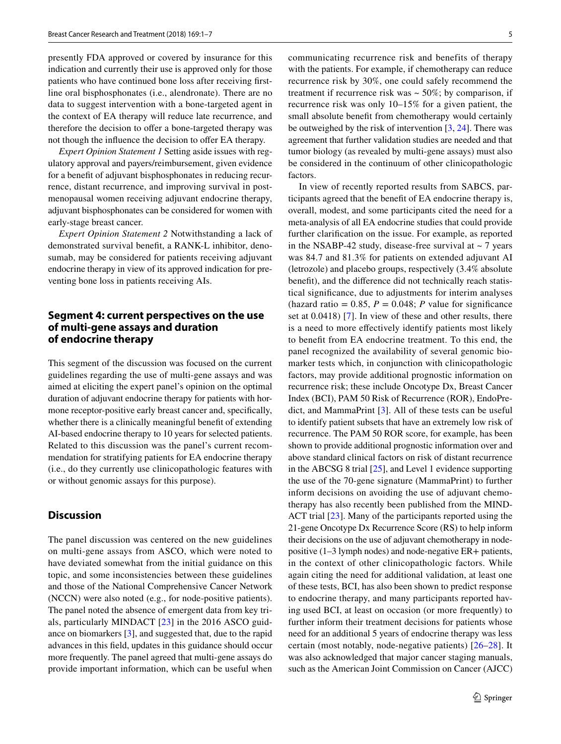presently FDA approved or covered by insurance for this indication and currently their use is approved only for those patients who have continued bone loss after receiving first-line oral bisphosphonates (i.e., alendronate). There are no data to suggest intervention with a bone-targeted agent in the context of EA therapy will reduce late recurrence, and therefore the decision to offer a bone-targeted therapy was not though the influence the decision to offer EA therapy.

*Expert Opinion Statement 1* Setting aside issues with regulatory approval and payers/reimbursement, given evidence for a benefit of adjuvant bisphosphonates in reducing recurrence, distant recurrence, and improving survival in postmenopausal women receiving adjuvant endocrine therapy, adjuvant bisphosphonates can be considered for women with early-stage breast cancer.

*Expert Opinion Statement 2* Notwithstanding a lack of demonstrated survival benefit, a RANK-L inhibitor, denosumab, may be considered for patients receiving adjuvant endocrine therapy in view of its approved indication for preventing bone loss in patients receiving AIs.

## Segment 4: current perspectives on the use of multi-gene assays and duration of endocrine therapy

This segment of the discussion was focused on the current guidelines regarding the use of multi-gene assays and was aimed at eliciting the expert panel's opinion on the optimal duration of adjuvant endocrine therapy for patients with hormone receptor-positive early breast cancer and, specifically, whether there is a clinically meaningful benefit of extending AI-based endocrine therapy to 10 years for selected patients. Related to this discussion was the panel's current recommendation for stratifying patients for EA endocrine therapy (i.e., do they currently use clinicopathologic features with or without genomic assays for this purpose).

## Discussion

The panel discussion was centered on the new guidelines on multi-gene assays from ASCO, which were noted to have deviated somewhat from the initial guidance on this topic, and some inconsistencies between these guidelines and those of the National Comprehensive Cancer Network (NCCN) were also noted (e.g., for node-positive patients). The panel noted the absence of emergent data from key trials, particularly MINDACT [23] in the 2016 ASCO guidance on biomarkers [3], and suggested that, due to the rapid advances in this field, updates in this guidance should occur more frequently. The panel agreed that multi-gene assays do provide important information, which can be useful when communicating recurrence risk and benefits of therapy with the patients. For example, if chemotherapy can reduce recurrence risk by 30%, one could safely recommend the treatment if recurrence risk was ~ 50%; by comparison, if recurrence risk was only 10–15% for a given patient, the small absolute benefit from chemotherapy would certainly be outweighed by the risk of intervention [3, 24]. There was agreement that further validation studies are needed and that tumor biology (as revealed by multi-gene assays) must also be considered in the continuum of other clinicopathologic factors.

In view of recently reported results from SABCS, participants agreed that the benefit of EA endocrine therapy is, overall, modest, and some participants cited the need for a meta-analysis of all EA endocrine studies that could provide further clarification on the issue. For example, as reported in the NSABP-42 study, disease-free survival at ~ 7 years was 84.7 and 81.3% for patients on extended adjuvant AI (letrozole) and placebo groups, respectively (3.4% absolute benefit), and the difference did not technically reach statistical significance, due to adjustments for interim analyses (hazard ratio = 0.85, $P = 0.048$; $P$ value for significance set at 0.0418) [7]. In view of these and other results, there is a need to more effectively identify patients most likely to benefit from EA endocrine treatment. To this end, the panel recognized the availability of several genomic biomarker tests which, in conjunction with clinicopathologic factors, may provide additional prognostic information on recurrence risk; these include Oncotype Dx, Breast Cancer Index (BCI), PAM 50 Risk of Recurrence (ROR), EndoPredict, and MammaPrint [3]. All of these tests can be useful to identify patient subsets that have an extremely low risk of recurrence. The PAM 50 ROR score, for example, has been shown to provide additional prognostic information over and above standard clinical factors on risk of distant recurrence in the ABCSG 8 trial [25], and Level 1 evidence supporting the use of the 70-gene signature (MammaPrint) to further inform decisions on avoiding the use of adjuvant chemotherapy has also recently been published from the MINDACT trial [23]. Many of the participants reported using the 21-gene Oncotype Dx Recurrence Score (RS) to help inform their decisions on the use of adjuvant chemotherapy in node-positive (1–3 lymph nodes) and node-negative ER+ patients, in the context of other clinicopathologic factors. While again citing the need for additional validation, at least one of these tests, BCI, has also been shown to predict response to endocrine therapy, and many participants reported having used BCI, at least on occasion (or more frequently) to further inform their treatment decisions for patients whose need for an additional 5 years of endocrine therapy was less certain (most notably, node-negative patients) [26–28]. It was also acknowledged that major cancer staging manuals, such as the American Joint Commission on Cancer (AJCC)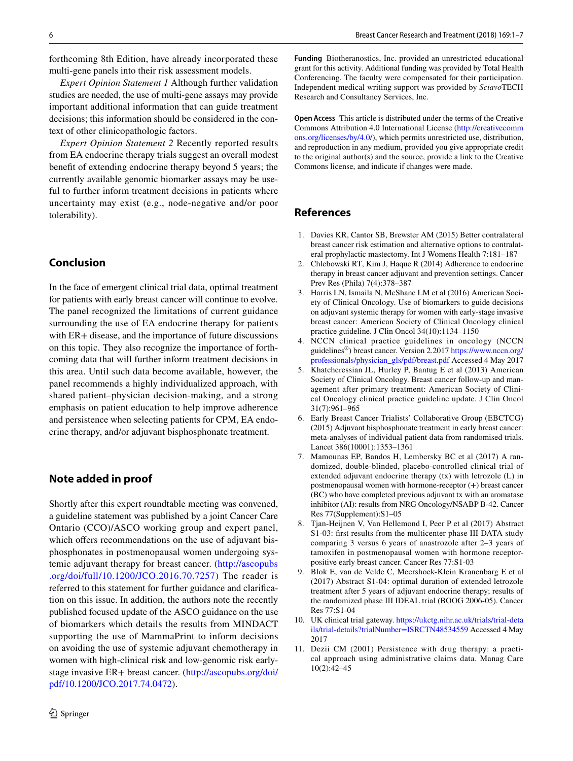forthcoming 8th Edition, have already incorporated these multi-gene panels into their risk assessment models.

*Expert Opinion Statement 1* Although further validation studies are needed, the use of multi-gene assays may provide important additional information that can guide treatment decisions; this information should be considered in the context of other clinicopathologic factors.

*Expert Opinion Statement 2* Recently reported results from EA endocrine therapy trials suggest an overall modest benefit of extending endocrine therapy beyond 5 years; the currently available genomic biomarker assays may be useful to further inform treatment decisions in patients where uncertainty may exist (e.g., node-negative and/or poor tolerability).

## Conclusion

In the face of emergent clinical trial data, optimal treatment for patients with early breast cancer will continue to evolve. The panel recognized the limitations of current guidance surrounding the use of EA endocrine therapy for patients with ER+ disease, and the importance of future discussions on this topic. They also recognize the importance of forthcoming data that will further inform treatment decisions in this area. Until such data become available, however, the panel recommends a highly individualized approach, with shared patient–physician decision-making, and a strong emphasis on patient education to help improve adherence and persistence when selecting patients for CPM, EA endocrine therapy, and/or adjuvant bisphosphonate treatment.

## Note added in proof

Shortly after this expert roundtable meeting was convened, a guideline statement was published by a joint Cancer Care Ontario (CCO)/ASCO working group and expert panel, which offers recommendations on the use of adjuvant bisphosphonates in postmenopausal women undergoing systemic adjuvant therapy for breast cancer. (http://ascopubs.org/doi/full/10.1200/JCO.2016.70.7257) The reader is referred to this statement for further guidance and clarification on this issue. In addition, the authors note the recently published focused update of the ASCO guidance on the use of biomarkers which details the results from MINDACT supporting the use of MammaPrint to inform decisions on avoiding the use of systemic adjuvant chemotherapy in women with high-clinical risk and low-genomic risk early-stage invasive ER+ breast cancer. (http://ascopubs.org/doi/pdf/10.1200/JCO.2017.74.0472).

**Funding** Biotheranostics, Inc. provided an unrestricted educational grant for this activity. Additional funding was provided by Total Health Conferencing. The faculty were compensated for their participation. Independent medical writing support was provided by *Sciavo*TECH Research and Consultancy Services, Inc.

**Open Access** This article is distributed under the terms of the Creative Commons Attribution 4.0 International License (http://creativecommons.org/licenses/by/4.0/), which permits unrestricted use, distribution, and reproduction in any medium, provided you give appropriate credit to the original author(s) and the source, provide a link to the Creative Commons license, and indicate if changes were made.

## References

1. Davies KR, Cantor SB, Brewster AM (2015) Better contralateral breast cancer risk estimation and alternative options to contralateral prophylactic mastectomy. Int J Womens Health 7:181–187
2. Chlebowski RT, Kim J, Haque R (2014) Adherence to endocrine therapy in breast cancer adjuvant and prevention settings. Cancer Prev Res (Phila) 7(4):378–387
3. Harris LN, Ismaila N, McShane LM et al (2016) American Society of Clinical Oncology. Use of biomarkers to guide decisions on adjuvant systemic therapy for women with early-stage invasive breast cancer: American Society of Clinical Oncology clinical practice guideline. J Clin Oncol 34(10):1134–1150
4. NCCN clinical practice guidelines in oncology (NCCN guidelines®) breast cancer. Version 2.2017 https://www.nccn.org/professionals/physician_gls/pdf/breast.pdf Accessed 4 May 2017
5. Khatcheressian JL, Hurley P, Bantug E et al (2013) American Society of Clinical Oncology. Breast cancer follow-up and management after primary treatment: American Society of Clinical Oncology clinical practice guideline update. J Clin Oncol 31(7):961–965
6. Early Breast Cancer Trialists' Collaborative Group (EBCTCG) (2015) Adjuvant bisphosphonate treatment in early breast cancer: meta-analyses of individual patient data from randomised trials. Lancet 386(10001):1353–1361
7. Mamounas EP, Bandos H, Lembersky BC et al (2017) A randomized, double-blinded, placebo-controlled clinical trial of extended adjuvant endocrine therapy (tx) with letrozole (L) in postmenopausal women with hormone-receptor (+) breast cancer (BC) who have completed previous adjuvant tx with an aromatase inhibitor (AI): results from NRG Oncology/NSABP B-42. Cancer Res 77(Supplement):S1–05
8. Tjan-Heijnen V, Van Hellemond I, Peer P et al (2017) Abstract S1-03: first results from the multicenter phase III DATA study comparing 3 versus 6 years of anastrozole after 2–3 years of tamoxifen in postmenopausal women with hormone receptor-positive early breast cancer. Cancer Res 77:S1-03
9. Blok E, van de Velde C, Meershoek-Klein Kranenbarg E et al (2017) Abstract S1-04: optimal duration of extended letrozole treatment after 5 years of adjuvant endocrine therapy; results of the randomized phase III IDEAL trial (BOOG 2006-05). Cancer Res 77:S1-04
10. UK clinical trial gateway. https://ukctg.nihr.ac.uk/trials/trial-details/trial-details?trialNumber=ISRCTN48534559 Accessed 4 May 2017
11. Dezii CM (2001) Persistence with drug therapy: a practical approach using administrative claims data. Manag Care 10(2):42–45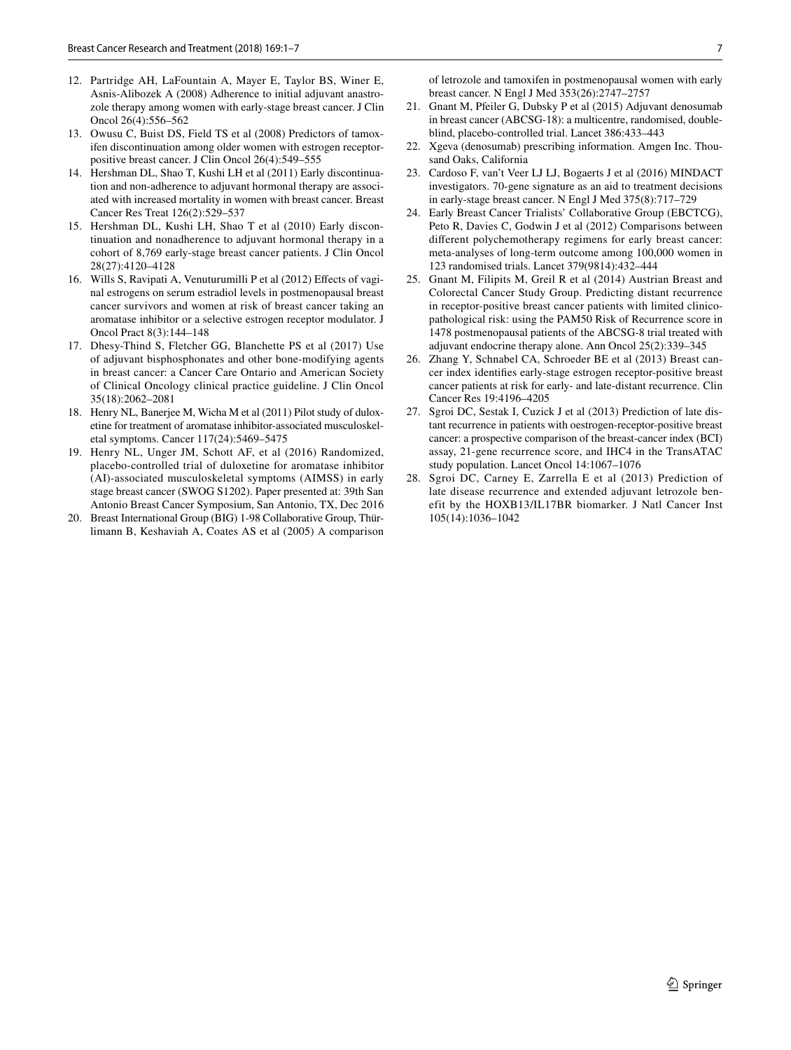12. Partridge AH, LaFountain A, Mayer E, Taylor BS, Winer E, Asnis-Alibozek A (2008) Adherence to initial adjuvant anastrozole therapy among women with early-stage breast cancer. J Clin Oncol 26(4):556–562
13. Owusu C, Buist DS, Field TS et al (2008) Predictors of tamoxifen discontinuation among older women with estrogen receptor-positive breast cancer. J Clin Oncol 26(4):549–555
14. Hershman DL, Shao T, Kushi LH et al (2011) Early discontinuation and non-adherence to adjuvant hormonal therapy are associated with increased mortality in women with breast cancer. Breast Cancer Res Treat 126(2):529–537
15. Hershman DL, Kushi LH, Shao T et al (2010) Early discontinuation and nonadherence to adjuvant hormonal therapy in a cohort of 8,769 early-stage breast cancer patients. J Clin Oncol 28(27):4120–4128
16. Wills S, Ravipati A, Venuturumilli P et al (2012) Effects of vaginal estrogens on serum estradiol levels in postmenopausal breast cancer survivors and women at risk of breast cancer taking an aromatase inhibitor or a selective estrogen receptor modulator. J Oncol Pract 8(3):144–148
17. Dhesy-Thind S, Fletcher GG, Blanchette PS et al (2017) Use of adjuvant bisphosphonates and other bone-modifying agents in breast cancer: a Cancer Care Ontario and American Society of Clinical Oncology clinical practice guideline. J Clin Oncol 35(18):2062–2081
18. Henry NL, Banerjee M, Wicha M et al (2011) Pilot study of duloxetine for treatment of aromatase inhibitor-associated musculoskeletal symptoms. Cancer 117(24):5469–5475
19. Henry NL, Unger JM, Schott AF, et al (2016) Randomized, placebo-controlled trial of duloxetine for aromatase inhibitor (AI)-associated musculoskeletal symptoms (AIMSS) in early stage breast cancer (SWOG S1202). Paper presented at: 39th San Antonio Breast Cancer Symposium, San Antonio, TX, Dec 2016
20. Breast International Group (BIG) 1-98 Collaborative Group, Thürlimann B, Keshaviah A, Coates AS et al (2005) A comparison of letrozole and tamoxifen in postmenopausal women with early breast cancer. N Engl J Med 353(26):2747–2757
21. Gnant M, Pfeiler G, Dubsky P et al (2015) Adjuvant denosumab in breast cancer (ABCSG-18): a multicentre, randomised, double-blind, placebo-controlled trial. Lancet 386:433–443
22. Xgeva (denosumab) prescribing information. Amgen Inc. Thousand Oaks, California
23. Cardoso F, van't Veer LJ LJ, Bogaerts J et al (2016) MINDACT investigators. 70-gene signature as an aid to treatment decisions in early-stage breast cancer. N Engl J Med 375(8):717–729
24. Early Breast Cancer Trialists' Collaborative Group (EBCTCG), Peto R, Davies C, Godwin J et al (2012) Comparisons between different polychemotherapy regimens for early breast cancer: meta-analyses of long-term outcome among 100,000 women in 123 randomised trials. Lancet 379(9814):432–444
25. Gnant M, Filipits M, Greil R et al (2014) Austrian Breast and Colorectal Cancer Study Group. Predicting distant recurrence in receptor-positive breast cancer patients with limited clinicopathological risk: using the PAM50 Risk of Recurrence score in 1478 postmenopausal patients of the ABCSG-8 trial treated with adjuvant endocrine therapy alone. Ann Oncol 25(2):339–345
26. Zhang Y, Schnabel CA, Schroeder BE et al (2013) Breast cancer index identifies early-stage estrogen receptor-positive breast cancer patients at risk for early- and late-distant recurrence. Clin Cancer Res 19:4196–4205
27. Sgroi DC, Sestak I, Cuzick J et al (2013) Prediction of late distant recurrence in patients with oestrogen-receptor-positive breast cancer: a prospective comparison of the breast-cancer index (BCI) assay, 21-gene recurrence score, and IHC4 in the TransATAC study population. Lancet Oncol 14:1067–1076
28. Sgroi DC, Carney E, Zarrella E et al (2013) Prediction of late disease recurrence and extended adjuvant letrozole benefit by the HOXB13/IL17BR biomarker. J Natl Cancer Inst 105(14):1036–1042